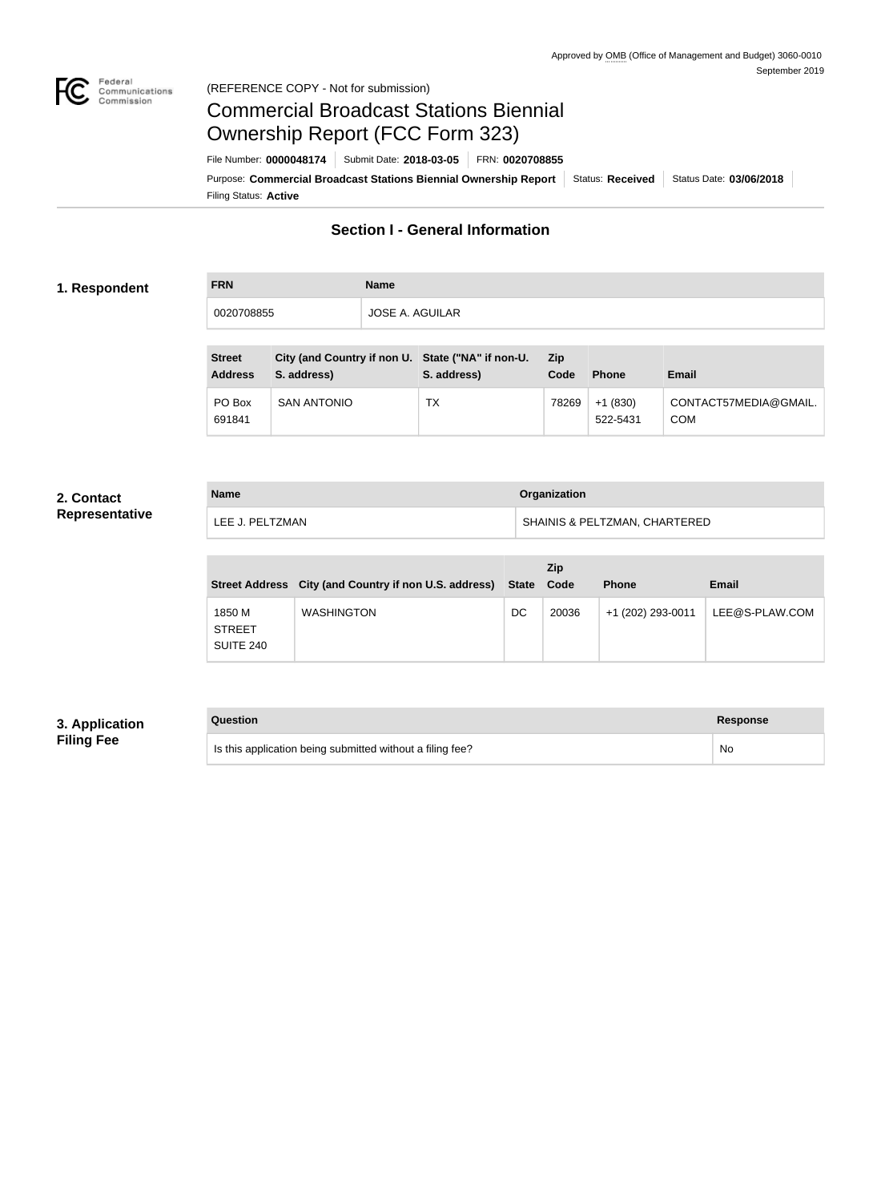Approved by OMB (Office of Management and Budget) 3060-0010
September 2019

(REFERENCE COPY - Not for submission)

# Commercial Broadcast Stations Biennial Ownership Report (FCC Form 323)

File Number: **0000048174** | Submit Date: **2018-03-05** | FRN: **0020708855**

Purpose: **Commercial Broadcast Stations Biennial Ownership Report** | Status: **Received** | Status Date: **03/06/2018**

Filing Status: **Active**

## Section I - General Information

### 1. Respondent

| FRN | Name |
|---|---|
| 0020708855 | JOSE A. AGUILAR |

| Street Address | City (and Country if non U. S. address) | State ("NA" if non-U. S. address) | Zip Code | Phone | Email |
|---|---|---|---|---|---|
| PO Box 691841 | SAN ANTONIO | TX | 78269 | +1 (830) 522-5431 | CONTACT57MEDIA@GMAIL.COM |

### 2. Contact Representative

| Name | Organization |
|---|---|
| LEE J. PELTZMAN | SHAINIS & PELTZMAN, CHARTERED |

| Street Address | City (and Country if non U.S. address) | State | Zip Code | Phone | Email |
|---|---|---|---|---|---|
| 1850 M STREET SUITE 240 | WASHINGTON | DC | 20036 | +1 (202) 293-0011 | LEE@S-PLAW.COM |

### 3. Application Filing Fee

| Question | Response |
|---|---|
| Is this application being submitted without a filing fee? | No |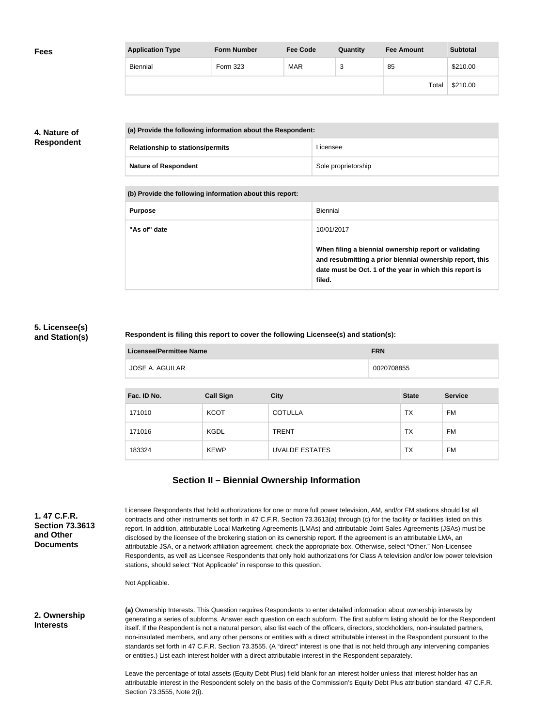**Fees**

| Application Type | Form Number | Fee Code | Quantity | Fee Amount | Subtotal |
|---|---|---|---|---|---|
| Biennial | Form 323 | MAR | 3 | 85 | $210.00 |
| | | | | Total | $210.00 |

**4. Nature of Respondent**

| (a) Provide the following information about the Respondent: | |
|---|---|
| Relationship to stations/permits | Licensee |
| Nature of Respondent | Sole proprietorship |

| (b) Provide the following information about this report: | |
|---|---|
| Purpose | Biennial |
| "As of" date | 10/01/2017<br><br>**When filing a biennial ownership report or validating and resubmitting a prior biennial ownership report, this date must be Oct. 1 of the year in which this report is filed.** |

**5. Licensee(s) and Station(s)**

**Respondent is filing this report to cover the following Licensee(s) and station(s):**

| Licensee/Permittee Name | FRN |
|---|---|
| JOSE A. AGUILAR | 0020708855 |

| Fac. ID No. | Call Sign | City | State | Service |
|---|---|---|---|---|
| 171010 | KCOT | COTULLA | TX | FM |
| 171016 | KGDL | TRENT | TX | FM |
| 183324 | KEWP | UVALDE ESTATES | TX | FM |

## Section II – Biennial Ownership Information

**1. 47 C.F.R. Section 73.3613 and Other Documents**

Licensee Respondents that hold authorizations for one or more full power television, AM, and/or FM stations should list all contracts and other instruments set forth in 47 C.F.R. Section 73.3613(a) through (c) for the facility or facilities listed on this report. In addition, attributable Local Marketing Agreements (LMAs) and attributable Joint Sales Agreements (JSAs) must be disclosed by the licensee of the brokering station on its ownership report. If the agreement is an attributable LMA, an attributable JSA, or a network affiliation agreement, check the appropriate box. Otherwise, select "Other." Non-Licensee Respondents, as well as Licensee Respondents that only hold authorizations for Class A television and/or low power television stations, should select "Not Applicable" in response to this question.

Not Applicable.

**2. Ownership Interests**

**(a)** Ownership Interests. This Question requires Respondents to enter detailed information about ownership interests by generating a series of subforms. Answer each question on each subform. The first subform listing should be for the Respondent itself. If the Respondent is not a natural person, also list each of the officers, directors, stockholders, non-insulated partners, non-insulated members, and any other persons or entities with a direct attributable interest in the Respondent pursuant to the standards set forth in 47 C.F.R. Section 73.3555. (A "direct" interest is one that is not held through any intervening companies or entities.) List each interest holder with a direct attributable interest in the Respondent separately.

Leave the percentage of total assets (Equity Debt Plus) field blank for an interest holder unless that interest holder has an attributable interest in the Respondent solely on the basis of the Commission's Equity Debt Plus attribution standard, 47 C.F.R. Section 73.3555, Note 2(i).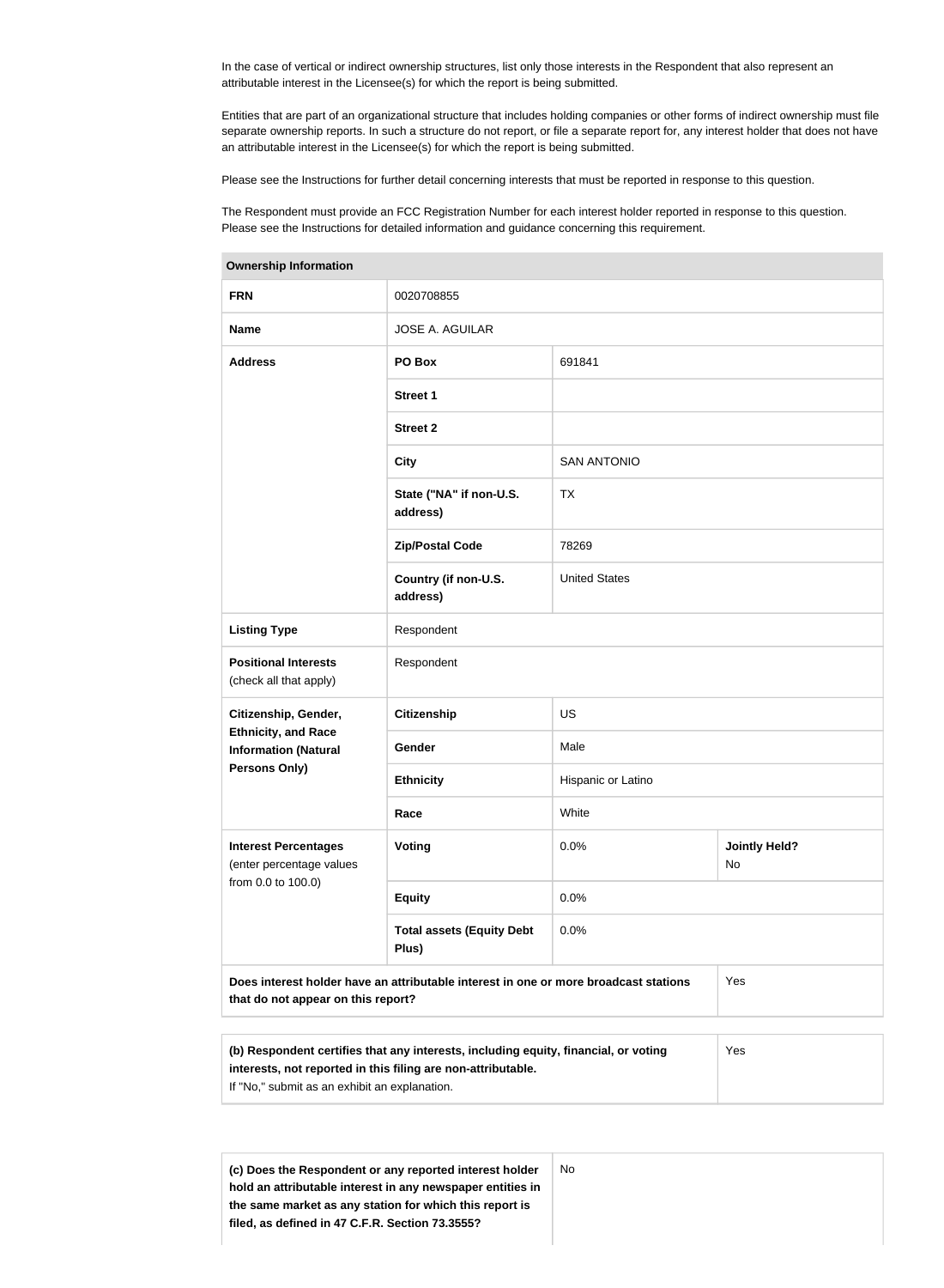In the case of vertical or indirect ownership structures, list only those interests in the Respondent that also represent an attributable interest in the Licensee(s) for which the report is being submitted.

Entities that are part of an organizational structure that includes holding companies or other forms of indirect ownership must file separate ownership reports. In such a structure do not report, or file a separate report for, any interest holder that does not have an attributable interest in the Licensee(s) for which the report is being submitted.

Please see the Instructions for further detail concerning interests that must be reported in response to this question.

The Respondent must provide an FCC Registration Number for each interest holder reported in response to this question. Please see the Instructions for detailed information and guidance concerning this requirement.

| Ownership Information | | | |
|---|---|---|---|
| **FRN** | 0020708855 | | |
| **Name** | JOSE A. AGUILAR | | |
| **Address** | **PO Box** | 691841 | |
| | **Street 1** | | |
| | **Street 2** | | |
| | **City** | SAN ANTONIO | |
| | **State ("NA" if non-U.S. address)** | TX | |
| | **Zip/Postal Code** | 78269 | |
| | **Country (if non-U.S. address)** | United States | |
| **Listing Type** | Respondent | | |
| **Positional Interests** (check all that apply) | Respondent | | |
| **Citizenship, Gender, Ethnicity, and Race Information (Natural Persons Only)** | **Citizenship** | US | |
| | **Gender** | Male | |
| | **Ethnicity** | Hispanic or Latino | |
| | **Race** | White | |
| **Interest Percentages** (enter percentage values from 0.0 to 100.0) | **Voting** | 0.0% | **Jointly Held?** No |
| | **Equity** | 0.0% | |
| | **Total assets (Equity Debt Plus)** | 0.0% | |
| **Does interest holder have an attributable interest in one or more broadcast stations that do not appear on this report?** | | | Yes |

| | |
|---|---|
| **(b) Respondent certifies that any interests, including equity, financial, or voting interests, not reported in this filing are non-attributable.** If "No," submit as an exhibit an explanation. | Yes |

| | |
|---|---|
| **(c) Does the Respondent or any reported interest holder hold an attributable interest in any newspaper entities in the same market as any station for which this report is filed, as defined in 47 C.F.R. Section 73.3555?** | No |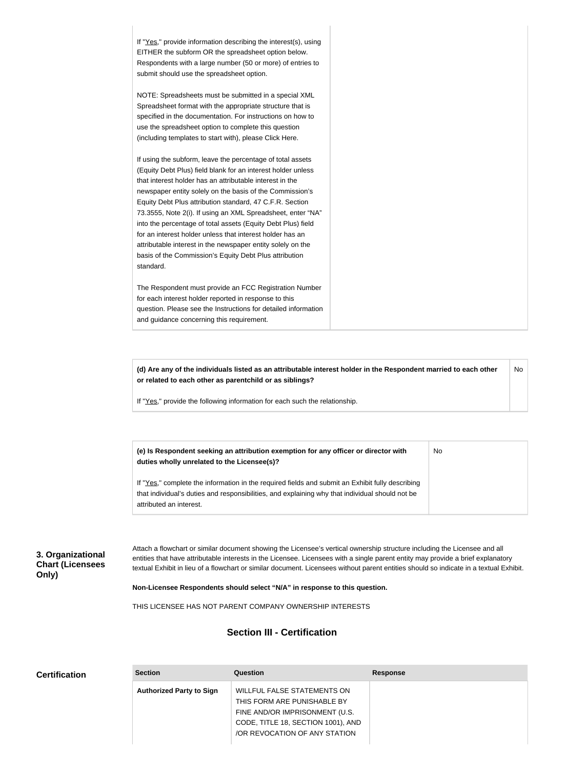| | |
|---|---|
| If "Yes," provide information describing the interest(s), using EITHER the subform OR the spreadsheet option below. Respondents with a large number (50 or more) of entries to submit should use the spreadsheet option.<br><br>NOTE: Spreadsheets must be submitted in a special XML Spreadsheet format with the appropriate structure that is specified in the documentation. For instructions on how to use the spreadsheet option to complete this question (including templates to start with), please Click Here.<br><br>If using the subform, leave the percentage of total assets (Equity Debt Plus) field blank for an interest holder unless that interest holder has an attributable interest in the newspaper entity solely on the basis of the Commission's Equity Debt Plus attribution standard, 47 C.F.R. Section 73.3555, Note 2(i). If using an XML Spreadsheet, enter "NA" into the percentage of total assets (Equity Debt Plus) field for an interest holder unless that interest holder has an attributable interest in the newspaper entity solely on the basis of the Commission's Equity Debt Plus attribution standard.<br><br>The Respondent must provide an FCC Registration Number for each interest holder reported in response to this question. Please see the Instructions for detailed information and guidance concerning this requirement. | |

| | |
|---|---|
| **(d) Are any of the individuals listed as an attributable interest holder in the Respondent married to each other or related to each other as parentchild or as siblings?**<br><br>If "Yes," provide the following information for each such the relationship. | No |

| | |
|---|---|
| **(e) Is Respondent seeking an attribution exemption for any officer or director with duties wholly unrelated to the Licensee(s)?**<br><br>If "Yes," complete the information in the required fields and submit an Exhibit fully describing that individual's duties and responsibilities, and explaining why that individual should not be attributed an interest. | No |

**3. Organizational Chart (Licensees Only)**

Attach a flowchart or similar document showing the Licensee's vertical ownership structure including the Licensee and all entities that have attributable interests in the Licensee. Licensees with a single parent entity may provide a brief explanatory textual Exhibit in lieu of a flowchart or similar document. Licensees without parent entities should so indicate in a textual Exhibit.

**Non-Licensee Respondents should select "N/A" in response to this question.**

THIS LICENSEE HAS NOT PARENT COMPANY OWNERSHIP INTERESTS

## Section III - Certification

**Certification**

| Section | Question | Response |
|---|---|---|
| **Authorized Party to Sign** | WILLFUL FALSE STATEMENTS ON THIS FORM ARE PUNISHABLE BY FINE AND/OR IMPRISONMENT (U.S. CODE, TITLE 18, SECTION 1001), AND /OR REVOCATION OF ANY STATION | |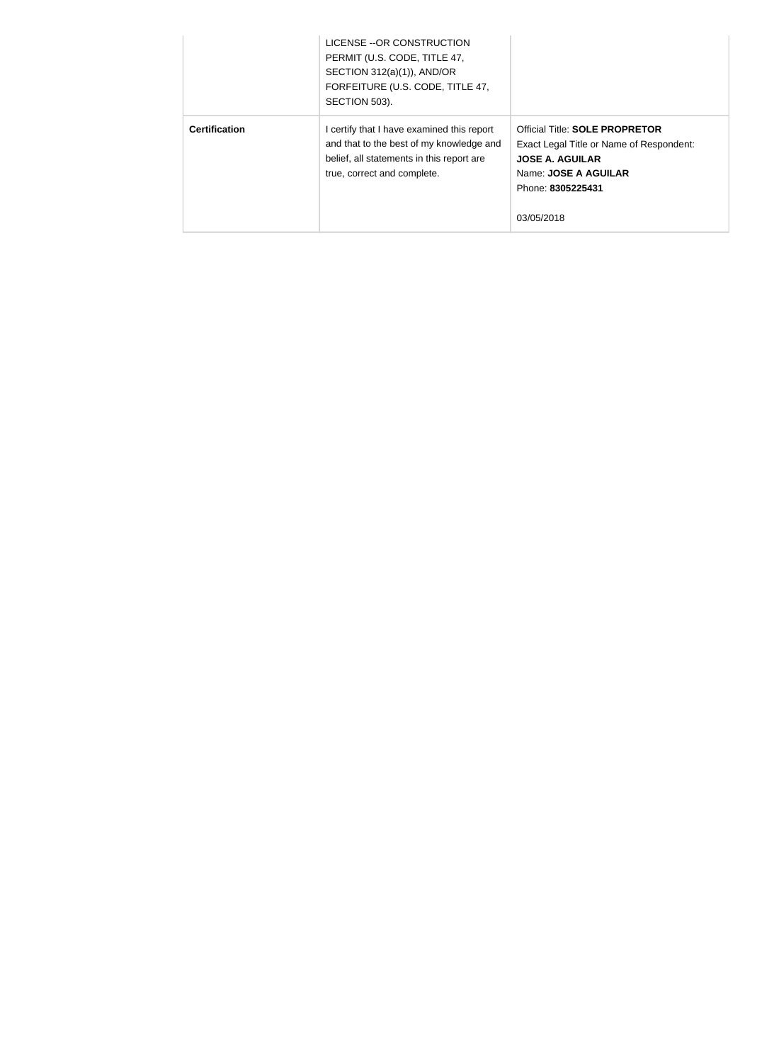| | | |
|---|---|---|
| | LICENSE --OR CONSTRUCTION PERMIT (U.S. CODE, TITLE 47, SECTION 312(a)(1)), AND/OR FORFEITURE (U.S. CODE, TITLE 47, SECTION 503). | |
| **Certification** | I certify that I have examined this report and that to the best of my knowledge and belief, all statements in this report are true, correct and complete. | Official Title: **SOLE PROPRETOR**<br>Exact Legal Title or Name of Respondent: **JOSE A. AGUILAR**<br>Name: **JOSE A AGUILAR**<br>Phone: **8305225431**<br><br>03/05/2018 |